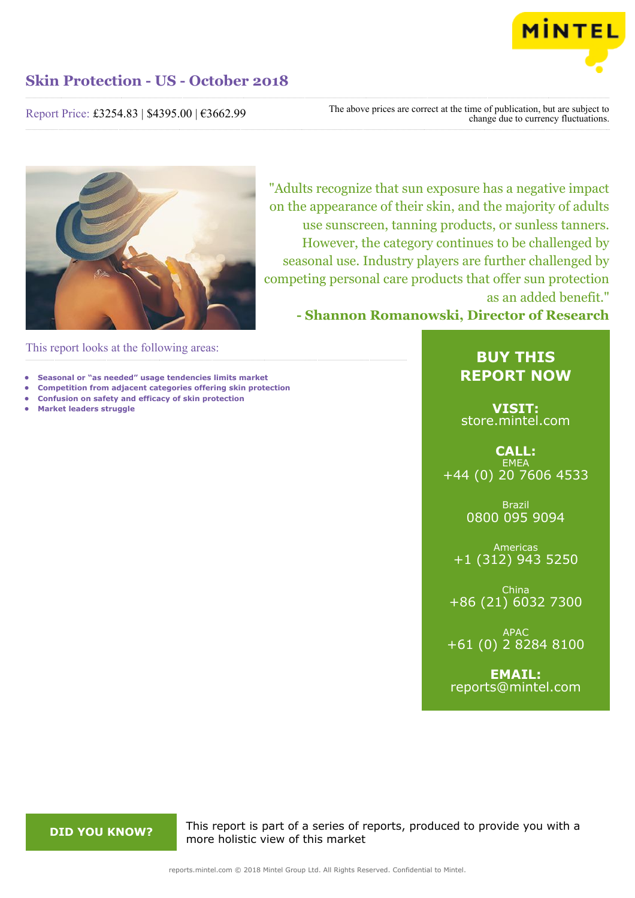# Skin Protection - US - October 2018

Report Price: £3254.83 | $4395.00 | €3662.99

The above prices are correct at the time of publication, but are subject to change due to currency fluctuations.

"Adults recognize that sun exposure has a negative impact on the appearance of their skin, and the majority of adults use sunscreen, tanning products, or sunless tanners. However, the category continues to be challenged by seasonal use. Industry players are further challenged by competing personal care products that offer sun protection as an added benefit."

**- Shannon Romanowski, Director of Research**

This report looks at the following areas:

- **Seasonal or "as needed" usage tendencies limits market**
- **Competition from adjacent categories offering skin protection**
- **Confusion on safety and efficacy of skin protection**
- **Market leaders struggle**

## BUY THIS REPORT NOW

**VISIT:**
store.mintel.com

**CALL:**

EMEA
+44 (0) 20 7606 4533

Brazil
0800 095 9094

Americas
+1 (312) 943 5250

China
+86 (21) 6032 7300

APAC
+61 (0) 2 8284 8100

**EMAIL:**
reports@mintel.com

**DID YOU KNOW?**

This report is part of a series of reports, produced to provide you with a more holistic view of this market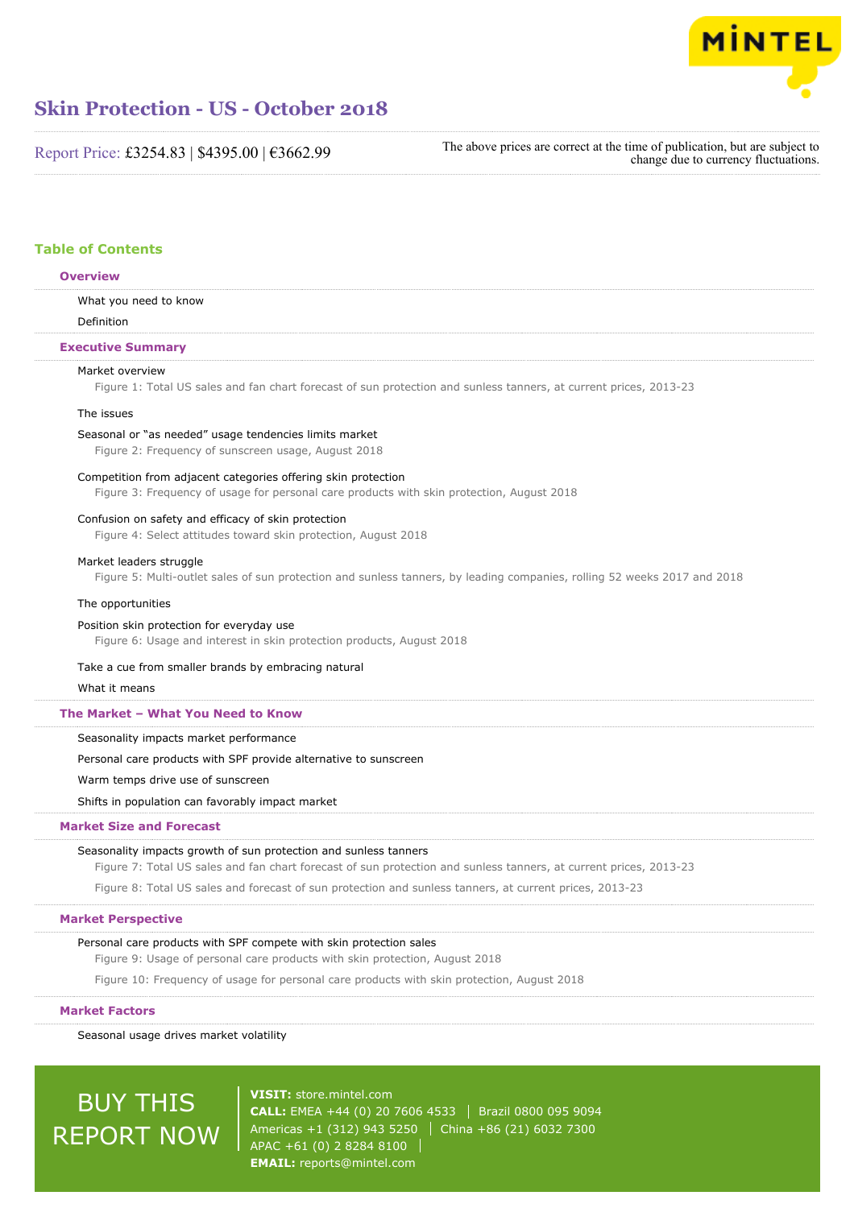# Skin Protection - US - October 2018

Report Price: £3254.83 | $4395.00 | €3662.99

The above prices are correct at the time of publication, but are subject to change due to currency fluctuations.

## Table of Contents

### Overview

What you need to know

Definition

### Executive Summary

Market overview

Figure 1: Total US sales and fan chart forecast of sun protection and sunless tanners, at current prices, 2013-23

The issues

Seasonal or "as needed" usage tendencies limits market

Figure 2: Frequency of sunscreen usage, August 2018

Competition from adjacent categories offering skin protection

Figure 3: Frequency of usage for personal care products with skin protection, August 2018

Confusion on safety and efficacy of skin protection

Figure 4: Select attitudes toward skin protection, August 2018

Market leaders struggle

Figure 5: Multi-outlet sales of sun protection and sunless tanners, by leading companies, rolling 52 weeks 2017 and 2018

The opportunities

Position skin protection for everyday use

Figure 6: Usage and interest in skin protection products, August 2018

Take a cue from smaller brands by embracing natural

What it means

### The Market – What You Need to Know

Seasonality impacts market performance

Personal care products with SPF provide alternative to sunscreen

Warm temps drive use of sunscreen

Shifts in population can favorably impact market

### Market Size and Forecast

Seasonality impacts growth of sun protection and sunless tanners

Figure 7: Total US sales and fan chart forecast of sun protection and sunless tanners, at current prices, 2013-23

Figure 8: Total US sales and forecast of sun protection and sunless tanners, at current prices, 2013-23

### Market Perspective

Personal care products with SPF compete with skin protection sales

Figure 9: Usage of personal care products with skin protection, August 2018

Figure 10: Frequency of usage for personal care products with skin protection, August 2018

### Market Factors

Seasonal usage drives market volatility

BUY THIS REPORT NOW

**VISIT:** store.mintel.com

**CALL:** EMEA +44 (0) 20 7606 4533 | Brazil 0800 095 9094
Americas +1 (312) 943 5250 | China +86 (21) 6032 7300
APAC +61 (0) 2 8284 8100

**EMAIL:** reports@mintel.com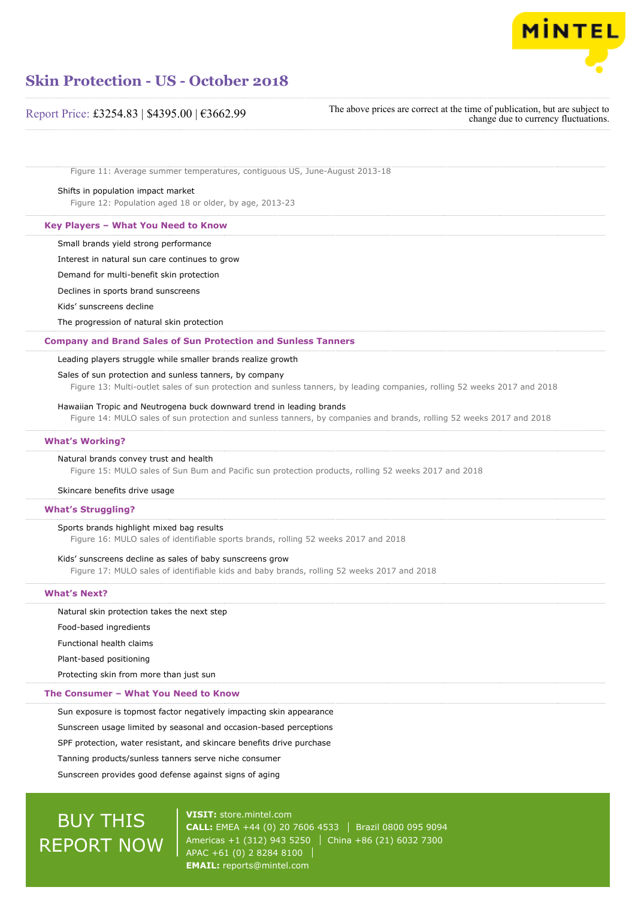Figure 11: Average summer temperatures, contiguous US, June-August 2013-18

Shifts in population impact market

Figure 12: Population aged 18 or older, by age, 2013-23

## Key Players – What You Need to Know

Small brands yield strong performance

Interest in natural sun care continues to grow

Demand for multi-benefit skin protection

Declines in sports brand sunscreens

Kids' sunscreens decline

The progression of natural skin protection

## Company and Brand Sales of Sun Protection and Sunless Tanners

Leading players struggle while smaller brands realize growth

Sales of sun protection and sunless tanners, by company

Figure 13: Multi-outlet sales of sun protection and sunless tanners, by leading companies, rolling 52 weeks 2017 and 2018

Hawaiian Tropic and Neutrogena buck downward trend in leading brands

Figure 14: MULO sales of sun protection and sunless tanners, by companies and brands, rolling 52 weeks 2017 and 2018

## What's Working?

Natural brands convey trust and health

Figure 15: MULO sales of Sun Bum and Pacific sun protection products, rolling 52 weeks 2017 and 2018

Skincare benefits drive usage

## What's Struggling?

Sports brands highlight mixed bag results

Figure 16: MULO sales of identifiable sports brands, rolling 52 weeks 2017 and 2018

Kids' sunscreens decline as sales of baby sunscreens grow

Figure 17: MULO sales of identifiable kids and baby brands, rolling 52 weeks 2017 and 2018

## What's Next?

Natural skin protection takes the next step

Food-based ingredients

Functional health claims

Plant-based positioning

Protecting skin from more than just sun

## The Consumer – What You Need to Know

Sun exposure is topmost factor negatively impacting skin appearance

Sunscreen usage limited by seasonal and occasion-based perceptions

SPF protection, water resistant, and skincare benefits drive purchase

Tanning products/sunless tanners serve niche consumer

Sunscreen provides good defense against signs of aging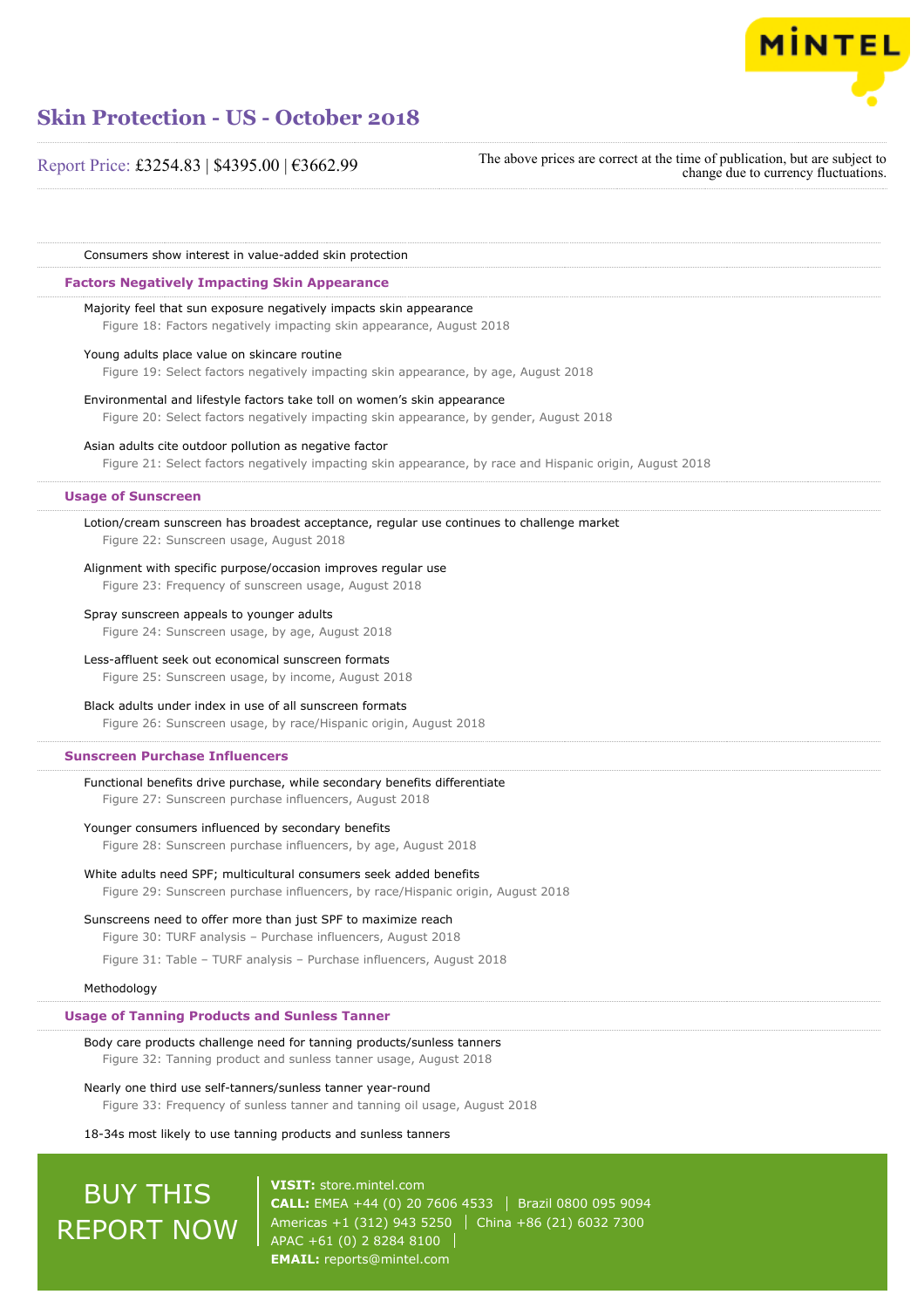Consumers show interest in value-added skin protection

## Factors Negatively Impacting Skin Appearance

Majority feel that sun exposure negatively impacts skin appearance
Figure 18: Factors negatively impacting skin appearance, August 2018

Young adults place value on skincare routine
Figure 19: Select factors negatively impacting skin appearance, by age, August 2018

Environmental and lifestyle factors take toll on women's skin appearance
Figure 20: Select factors negatively impacting skin appearance, by gender, August 2018

Asian adults cite outdoor pollution as negative factor
Figure 21: Select factors negatively impacting skin appearance, by race and Hispanic origin, August 2018

## Usage of Sunscreen

Lotion/cream sunscreen has broadest acceptance, regular use continues to challenge market
Figure 22: Sunscreen usage, August 2018

Alignment with specific purpose/occasion improves regular use
Figure 23: Frequency of sunscreen usage, August 2018

Spray sunscreen appeals to younger adults
Figure 24: Sunscreen usage, by age, August 2018

Less-affluent seek out economical sunscreen formats
Figure 25: Sunscreen usage, by income, August 2018

Black adults under index in use of all sunscreen formats
Figure 26: Sunscreen usage, by race/Hispanic origin, August 2018

## Sunscreen Purchase Influencers

Functional benefits drive purchase, while secondary benefits differentiate
Figure 27: Sunscreen purchase influencers, August 2018

Younger consumers influenced by secondary benefits
Figure 28: Sunscreen purchase influencers, by age, August 2018

White adults need SPF; multicultural consumers seek added benefits
Figure 29: Sunscreen purchase influencers, by race/Hispanic origin, August 2018

Sunscreens need to offer more than just SPF to maximize reach
Figure 30: TURF analysis – Purchase influencers, August 2018
Figure 31: Table – TURF analysis – Purchase influencers, August 2018

Methodology

## Usage of Tanning Products and Sunless Tanner

Body care products challenge need for tanning products/sunless tanners
Figure 32: Tanning product and sunless tanner usage, August 2018

Nearly one third use self-tanners/sunless tanner year-round
Figure 33: Frequency of sunless tanner and tanning oil usage, August 2018

18-34s most likely to use tanning products and sunless tanners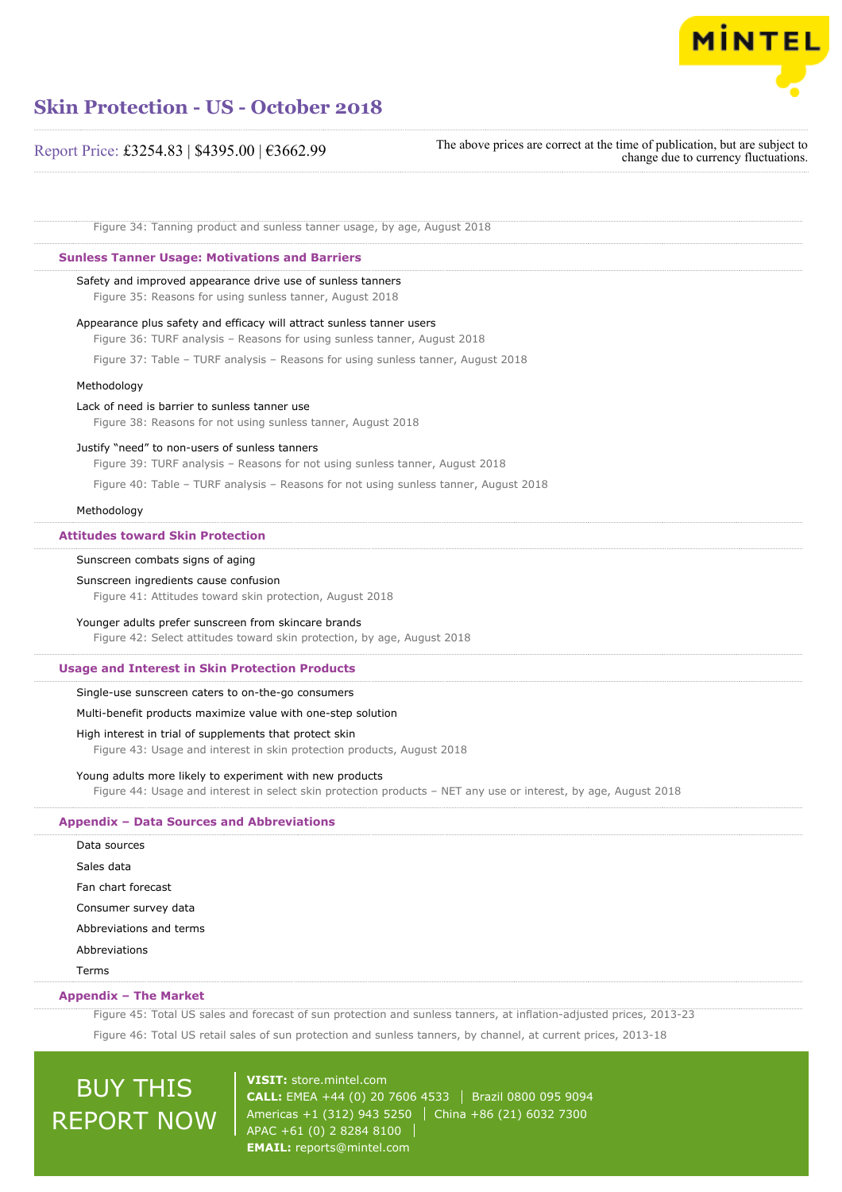Figure 34: Tanning product and sunless tanner usage, by age, August 2018

### Sunless Tanner Usage: Motivations and Barriers

Safety and improved appearance drive use of sunless tanners

Figure 35: Reasons for using sunless tanner, August 2018

Appearance plus safety and efficacy will attract sunless tanner users

Figure 36: TURF analysis – Reasons for using sunless tanner, August 2018

Figure 37: Table – TURF analysis – Reasons for using sunless tanner, August 2018

Methodology

Lack of need is barrier to sunless tanner use

Figure 38: Reasons for not using sunless tanner, August 2018

Justify "need" to non-users of sunless tanners

Figure 39: TURF analysis – Reasons for not using sunless tanner, August 2018

Figure 40: Table – TURF analysis – Reasons for not using sunless tanner, August 2018

Methodology

### Attitudes toward Skin Protection

Sunscreen combats signs of aging

Sunscreen ingredients cause confusion

Figure 41: Attitudes toward skin protection, August 2018

Younger adults prefer sunscreen from skincare brands

Figure 42: Select attitudes toward skin protection, by age, August 2018

### Usage and Interest in Skin Protection Products

Single-use sunscreen caters to on-the-go consumers

Multi-benefit products maximize value with one-step solution

High interest in trial of supplements that protect skin

Figure 43: Usage and interest in skin protection products, August 2018

Young adults more likely to experiment with new products

Figure 44: Usage and interest in select skin protection products – NET any use or interest, by age, August 2018

### Appendix – Data Sources and Abbreviations

Data sources

Sales data

Fan chart forecast

Consumer survey data

Abbreviations and terms

Abbreviations

Terms

### Appendix – The Market

Figure 45: Total US sales and forecast of sun protection and sunless tanners, at inflation-adjusted prices, 2013-23

Figure 46: Total US retail sales of sun protection and sunless tanners, by channel, at current prices, 2013-18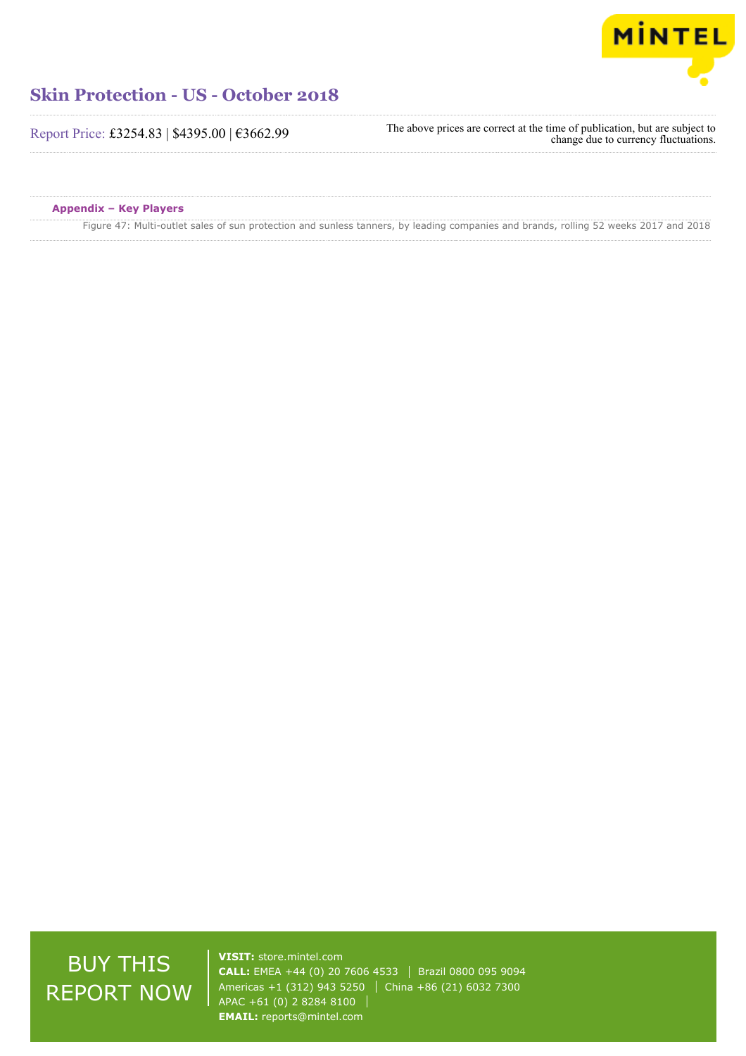# Skin Protection - US - October 2018

Report Price: £3254.83 | $4395.00 | €3662.99

The above prices are correct at the time of publication, but are subject to change due to currency fluctuations.

**Appendix – Key Players**

Figure 47: Multi-outlet sales of sun protection and sunless tanners, by leading companies and brands, rolling 52 weeks 2017 and 2018

BUY THIS REPORT NOW

**VISIT:** store.mintel.com

**CALL:** EMEA +44 (0) 20 7606 4533 | Brazil 0800 095 9094

Americas +1 (312) 943 5250 | China +86 (21) 6032 7300

APAC +61 (0) 2 8284 8100

**EMAIL:** reports@mintel.com